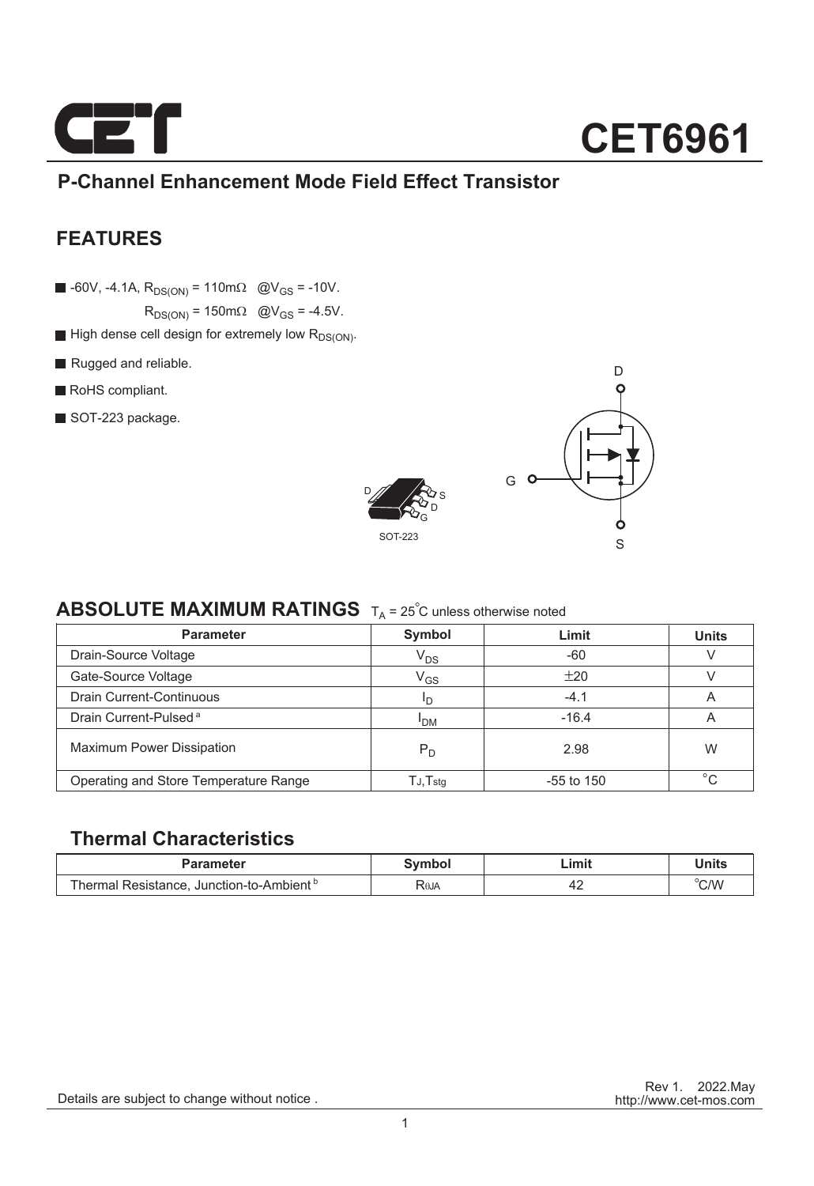# CET6961

## P-Channel Enhancement Mode Field Effect Transistor

## FEATURES

- -60V, -4.1A, $R_{DS(ON)}$ = 110mΩ @$V_{GS}$ = -10V.
  $R_{DS(ON)}$ = 150mΩ @$V_{GS}$ = -4.5V.
- High dense cell design for extremely low $R_{DS(ON)}$.
- Rugged and reliable.
- RoHS compliant.
- SOT-223 package.

SOT-223

## ABSOLUTE MAXIMUM RATINGS $T_A$ = 25°C unless otherwise noted

| Parameter | Symbol | Limit | Units |
|---|---|---|---|
| Drain-Source Voltage | $V_{DS}$ | -60 | V |
| Gate-Source Voltage | $V_{GS}$ | ±20 | V |
| Drain Current-Continuous | $I_D$ | -4.1 | A |
| Drain Current-Pulsed [a] | $I_{DM}$ | -16.4 | A |
| Maximum Power Dissipation | $P_D$ | 2.98 | W |
| Operating and Store Temperature Range | $T_J$,$T_{stg}$ | -55 to 150 | °C |

## Thermal Characteristics

| Parameter | Symbol | Limit | Units |
|---|---|---|---|
| Thermal Resistance, Junction-to-Ambient [b] | $R_{\theta JA}$ | 42 | °C/W |

Details are subject to change without notice .

Rev 1. 2022.May
http://www.cet-mos.com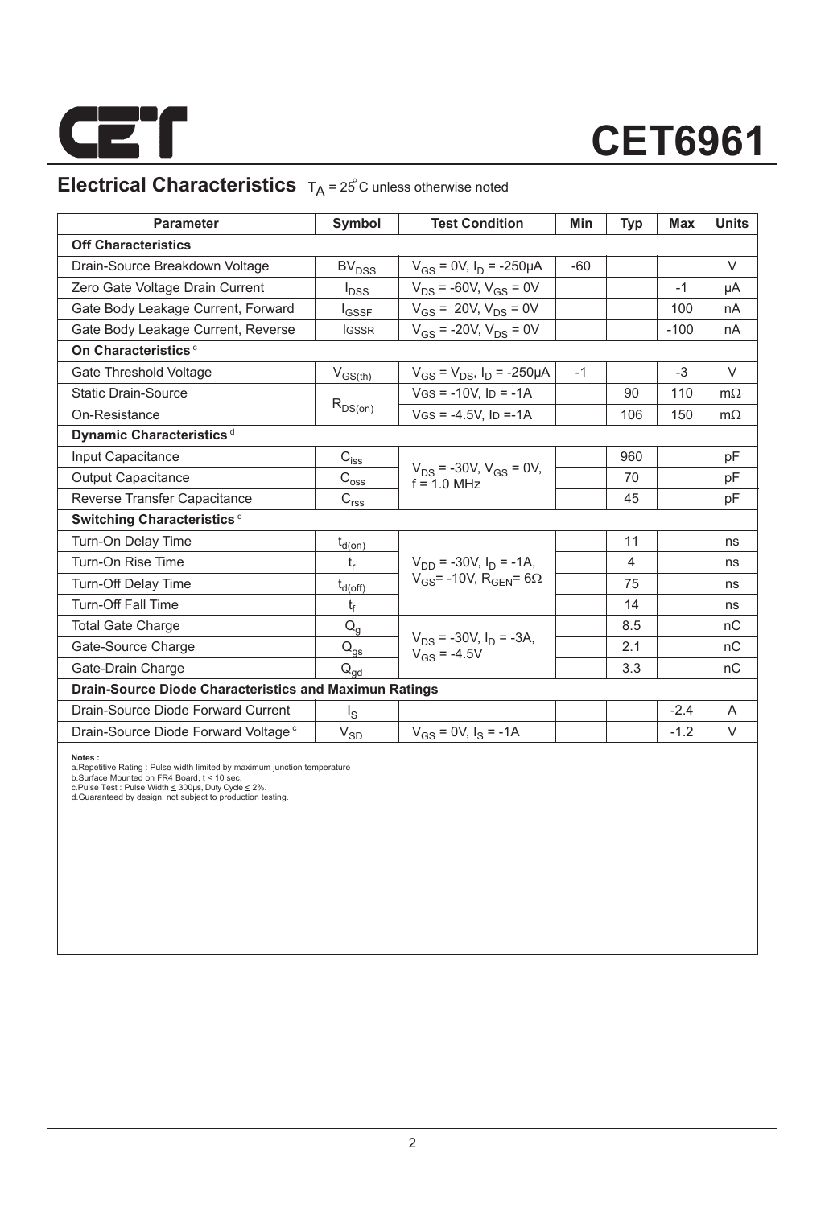## Electrical Characteristics $T_A = 25^{\circ}C$ unless otherwise noted

| Parameter | Symbol | Test Condition | Min | Typ | Max | Units |
|---|---|---|---|---|---|---|
| **Off Characteristics** | | | | | | |
| Drain-Source Breakdown Voltage | $BV_{DSS}$ | $V_{GS}$ = 0V, $I_D$ = -250µA | -60 | | | V |
| Zero Gate Voltage Drain Current | $I_{DSS}$ | $V_{DS}$ = -60V, $V_{GS}$ = 0V | | | -1 | µA |
| Gate Body Leakage Current, Forward | $I_{GSSF}$ | $V_{GS}$ = 20V, $V_{DS}$ = 0V | | | 100 | nA |
| Gate Body Leakage Current, Reverse | $I_{GSSR}$ | $V_{GS}$ = -20V, $V_{DS}$ = 0V | | | -100 | nA |
| **On Characteristics** [c] | | | | | | |
| Gate Threshold Voltage | $V_{GS(th)}$ | $V_{GS}$ = $V_{DS}$, $I_D$ = -250µA | -1 | | -3 | V |
| Static Drain-Source On-Resistance | $R_{DS(on)}$ | $V_{GS}$ = -10V, $I_D$ = -1A | | 90 | 110 | mΩ |
| | | $V_{GS}$ = -4.5V, $I_D$ = -1A | | 106 | 150 | mΩ |
| **Dynamic Characteristics** [d] | | | | | | |
| Input Capacitance | $C_{iss}$ | $V_{DS}$ = -30V, $V_{GS}$ = 0V, f = 1.0 MHz | | 960 | | pF |
| Output Capacitance | $C_{oss}$ | | | 70 | | pF |
| Reverse Transfer Capacitance | $C_{rss}$ | | | 45 | | pF |
| **Switching Characteristics** [d] | | | | | | |
| Turn-On Delay Time | $t_{d(on)}$ | $V_{DD}$ = -30V, $I_D$ = -1A, $V_{GS}$ = -10V, $R_{GEN}$ = 6Ω | | 11 | | ns |
| Turn-On Rise Time | $t_r$ | | | 4 | | ns |
| Turn-Off Delay Time | $t_{d(off)}$ | | | 75 | | ns |
| Turn-Off Fall Time | $t_f$ | | | 14 | | ns |
| Total Gate Charge | $Q_g$ | $V_{DS}$ = -30V, $I_D$ = -3A, $V_{GS}$ = -4.5V | | 8.5 | | nC |
| Gate-Source Charge | $Q_{gs}$ | | | 2.1 | | nC |
| Gate-Drain Charge | $Q_{gd}$ | | | 3.3 | | nC |
| **Drain-Source Diode Characteristics and Maximun Ratings** | | | | | | |
| Drain-Source Diode Forward Current | $I_S$ | | | | -2.4 | A |
| Drain-Source Diode Forward Voltage [c] | $V_{SD}$ | $V_{GS}$ = 0V, $I_S$ = -1A | | | -1.2 | V |

**Notes :**
a.Repetitive Rating : Pulse width limited by maximum junction temperature
b.Surface Mounted on FR4 Board, t ≤ 10 sec.
c.Pulse Test : Pulse Width ≤ 300µs, Duty Cycle ≤ 2%.
d.Guaranteed by design, not subject to production testing.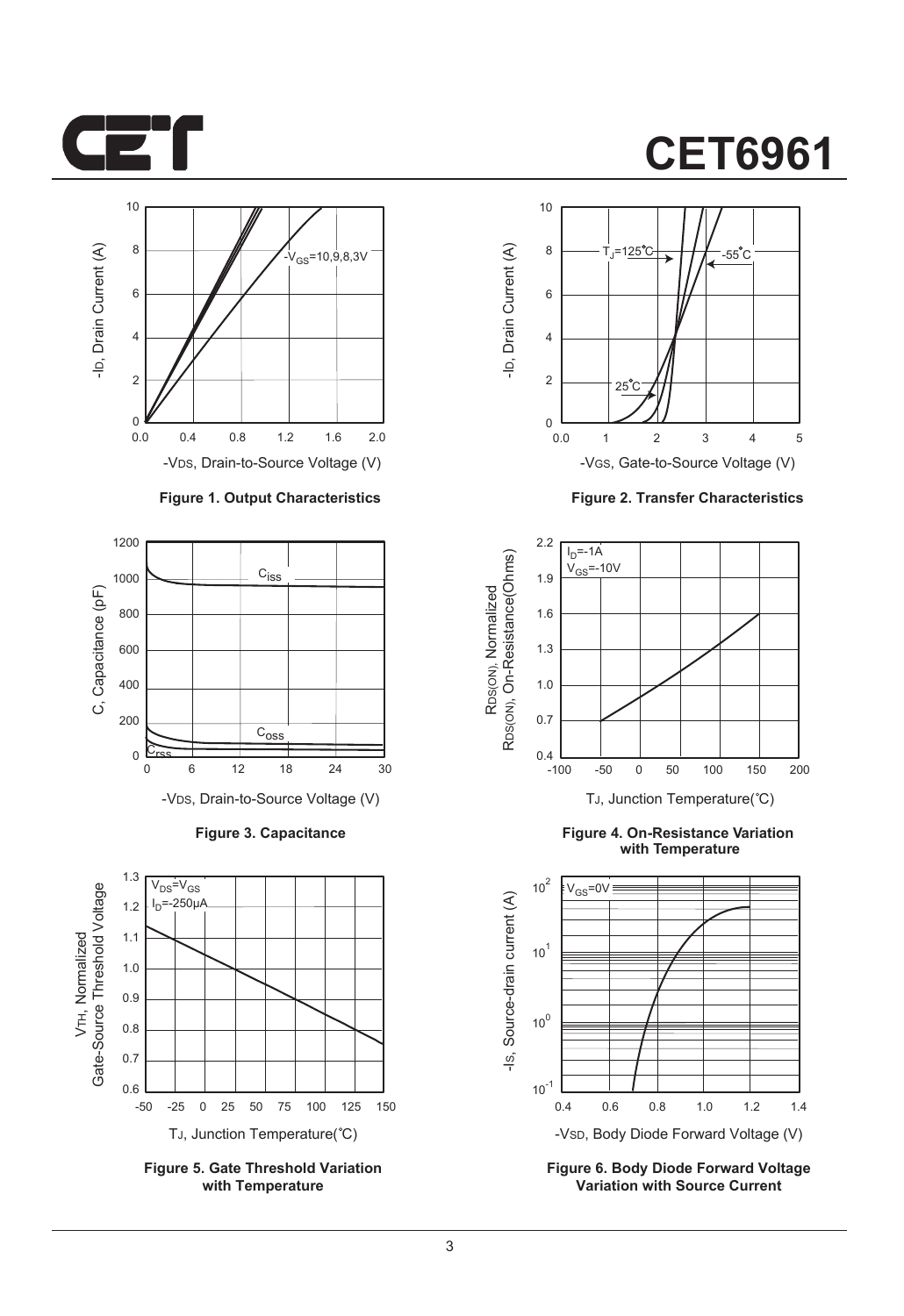Figure 1. Output Characteristics

Figure 2. Transfer Characteristics

Figure 3. Capacitance

Figure 4. On-Resistance Variation with Temperature

Figure 5. Gate Threshold Variation with Temperature

Figure 6. Body Diode Forward Voltage Variation with Source Current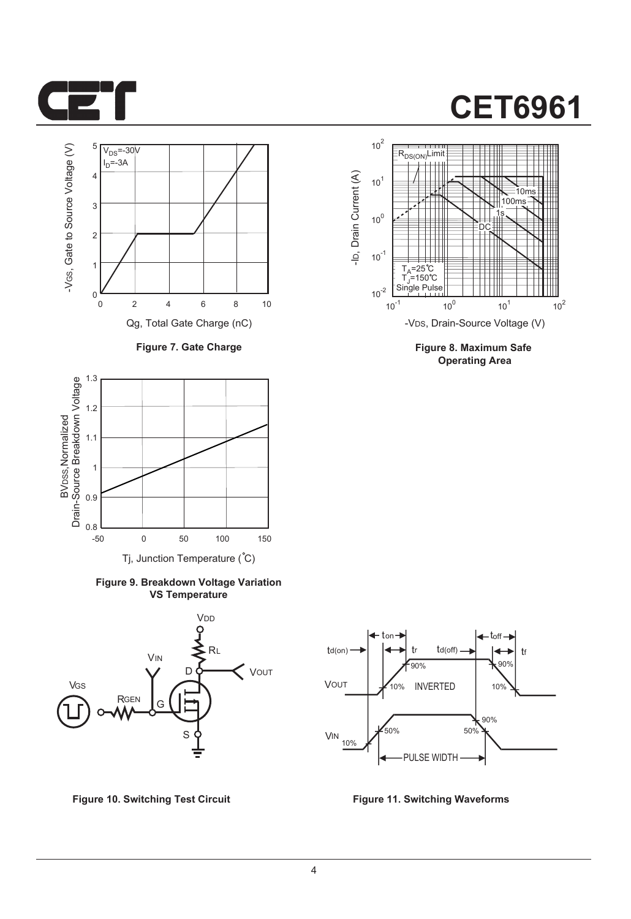Figure 7. Gate Charge

Figure 8. Maximum Safe Operating Area

Figure 9. Breakdown Voltage Variation VS Temperature

Figure 10. Switching Test Circuit

Figure 11. Switching Waveforms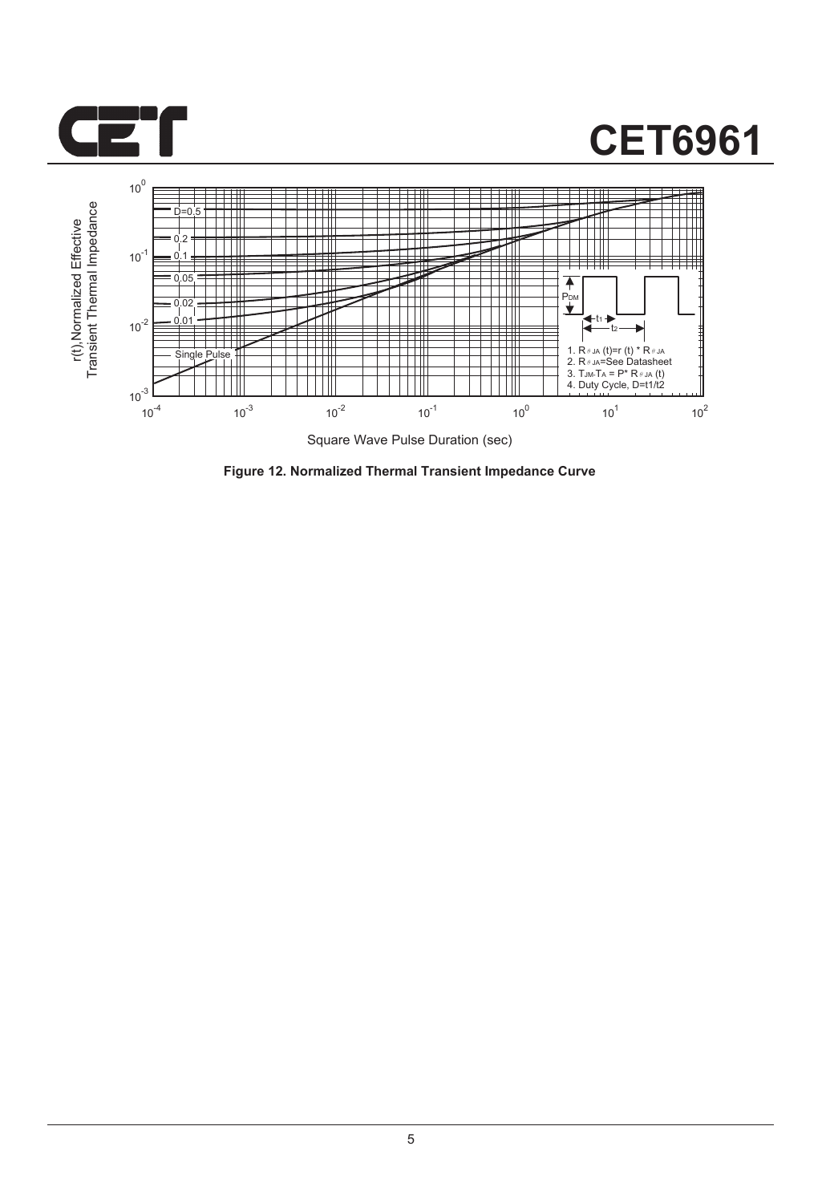r(t),Normalized Effective
Transient Thermal Impedance

$10^{0}$
$10^{-1}$
$10^{-2}$
$10^{-3}$

D=0.5
0.2
0.1
0.05
0.02
0.01
Single Pulse

$P_{DM}$
$t_1$
$t_2$

1. $R_{\theta JA}(t)=r(t) * R_{\theta JA}$
2. $R_{\theta JA}$=See Datasheet
3. $T_{JM}-T_A = P^* R_{\theta JA}(t)$
4. Duty Cycle, D=t1/t2

$10^{-4}$ $10^{-3}$ $10^{-2}$ $10^{-1}$ $10^{0}$ $10^{1}$ $10^{2}$

Square Wave Pulse Duration (sec)

**Figure 12. Normalized Thermal Transient Impedance Curve**